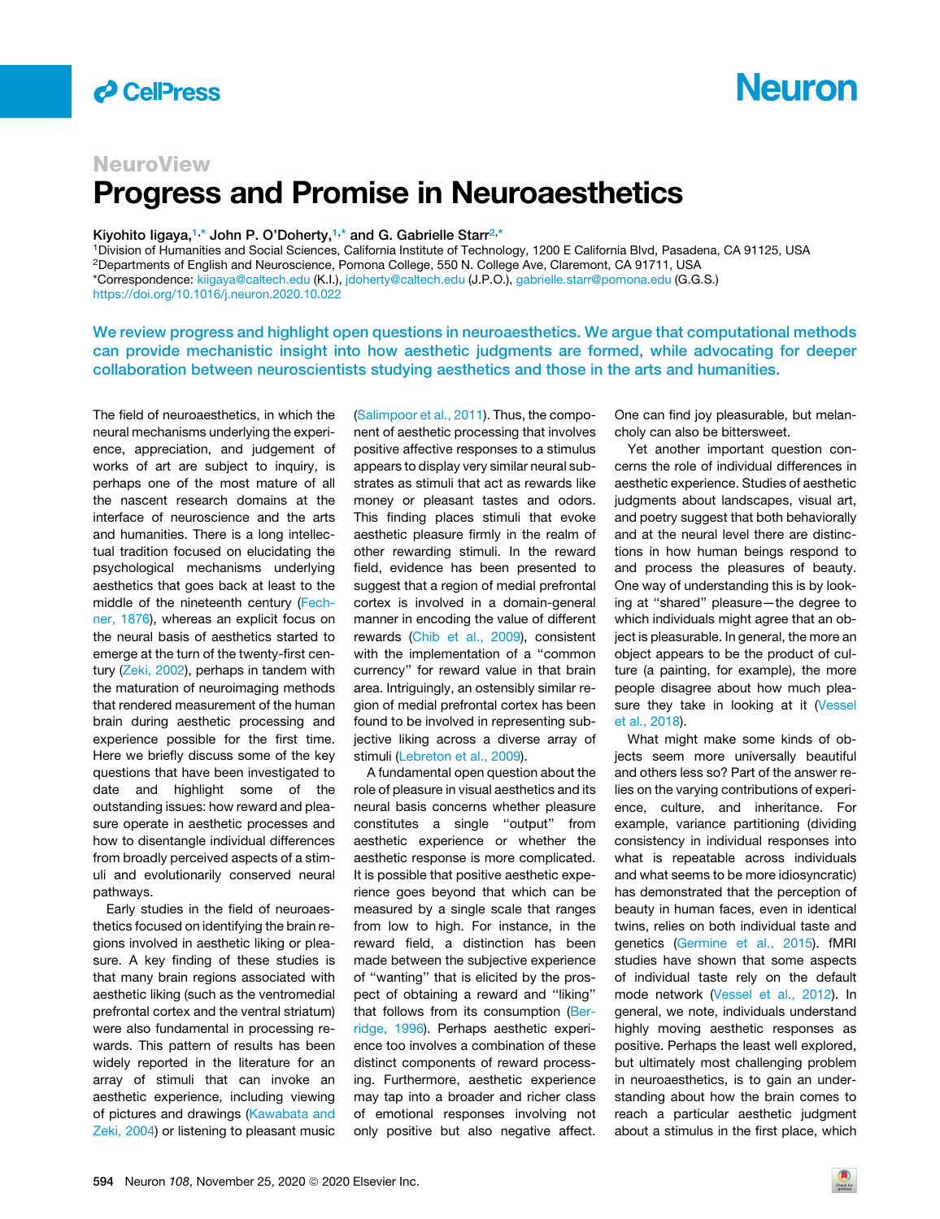NeuroView

# Progress and Promise in Neuroaesthetics

Kiyohito Iigaya,[1,*] John P. O'Doherty,[1,*] and G. Gabrielle Starr[2,*]

[1]Division of Humanities and Social Sciences, California Institute of Technology, 1200 E California Blvd, Pasadena, CA 91125, USA
[2]Departments of English and Neuroscience, Pomona College, 550 N. College Ave, Claremont, CA 91711, USA
*Correspondence: kiigaya@caltech.edu (K.I.), jdoherty@caltech.edu (J.P.O.), gabrielle.starr@pomona.edu (G.G.S.)
https://doi.org/10.1016/j.neuron.2020.10.022

**We review progress and highlight open questions in neuroaesthetics. We argue that computational methods can provide mechanistic insight into how aesthetic judgments are formed, while advocating for deeper collaboration between neuroscientists studying aesthetics and those in the arts and humanities.**

The field of neuroaesthetics, in which the neural mechanisms underlying the experience, appreciation, and judgement of works of art are subject to inquiry, is perhaps one of the most mature of all the nascent research domains at the interface of neuroscience and the arts and humanities. There is a long intellectual tradition focused on elucidating the psychological mechanisms underlying aesthetics that goes back at least to the middle of the nineteenth century (Fechner, 1876), whereas an explicit focus on the neural basis of aesthetics started to emerge at the turn of the twenty-first century (Zeki, 2002), perhaps in tandem with the maturation of neuroimaging methods that rendered measurement of the human brain during aesthetic processing and experience possible for the first time. Here we briefly discuss some of the key questions that have been investigated to date and highlight some of the outstanding issues: how reward and pleasure operate in aesthetic processes and how to disentangle individual differences from broadly perceived aspects of a stimuli and evolutionarily conserved neural pathways.

Early studies in the field of neuroaesthetics focused on identifying the brain regions involved in aesthetic liking or pleasure. A key finding of these studies is that many brain regions associated with aesthetic liking (such as the ventromedial prefrontal cortex and the ventral striatum) were also fundamental in processing rewards. This pattern of results has been widely reported in the literature for an array of stimuli that can invoke an aesthetic experience, including viewing of pictures and drawings (Kawabata and Zeki, 2004) or listening to pleasant music (Salimpoor et al., 2011). Thus, the component of aesthetic processing that involves positive affective responses to a stimulus appears to display very similar neural substrates as stimuli that act as rewards like money or pleasant tastes and odors. This finding places stimuli that evoke aesthetic pleasure firmly in the realm of other rewarding stimuli. In the reward field, evidence has been presented to suggest that a region of medial prefrontal cortex is involved in a domain-general manner in encoding the value of different rewards (Chib et al., 2009), consistent with the implementation of a "common currency" for reward value in that brain area. Intriguingly, an ostensibly similar region of medial prefrontal cortex has been found to be involved in representing subjective liking across a diverse array of stimuli (Lebreton et al., 2009).

A fundamental open question about the role of pleasure in visual aesthetics and its neural basis concerns whether pleasure constitutes a single "output" from aesthetic experience or whether the aesthetic response is more complicated. It is possible that positive aesthetic experience goes beyond that which can be measured by a single scale that ranges from low to high. For instance, in the reward field, a distinction has been made between the subjective experience of "wanting" that is elicited by the prospect of obtaining a reward and "liking" that follows from its consumption (Berridge, 1996). Perhaps aesthetic experience too involves a combination of these distinct components of reward processing. Furthermore, aesthetic experience may tap into a broader and richer class of emotional responses involving not only positive but also negative affect. One can find joy pleasurable, but melancholy can also be bittersweet.

Yet another important question concerns the role of individual differences in aesthetic experience. Studies of aesthetic judgments about landscapes, visual art, and poetry suggest that both behaviorally and at the neural level there are distinctions in how human beings respond to and process the pleasures of beauty. One way of understanding this is by looking at "shared" pleasure—the degree to which individuals might agree that an object is pleasurable. In general, the more an object appears to be the product of culture (a painting, for example), the more people disagree about how much pleasure they take in looking at it (Vessel et al., 2018).

What might make some kinds of objects seem more universally beautiful and others less so? Part of the answer relies on the varying contributions of experience, culture, and inheritance. For example, variance partitioning (dividing consistency in individual responses into what is repeatable across individuals and what seems to be more idiosyncratic) has demonstrated that the perception of beauty in human faces, even in identical twins, relies on both individual taste and genetics (Germine et al., 2015). fMRI studies have shown that some aspects of individual taste rely on the default mode network (Vessel et al., 2012). In general, we note, individuals understand highly moving aesthetic responses as positive. Perhaps the least well explored, but ultimately most challenging problem in neuroaesthetics, is to gain an understanding about how the brain comes to reach a particular aesthetic judgment about a stimulus in the first place, which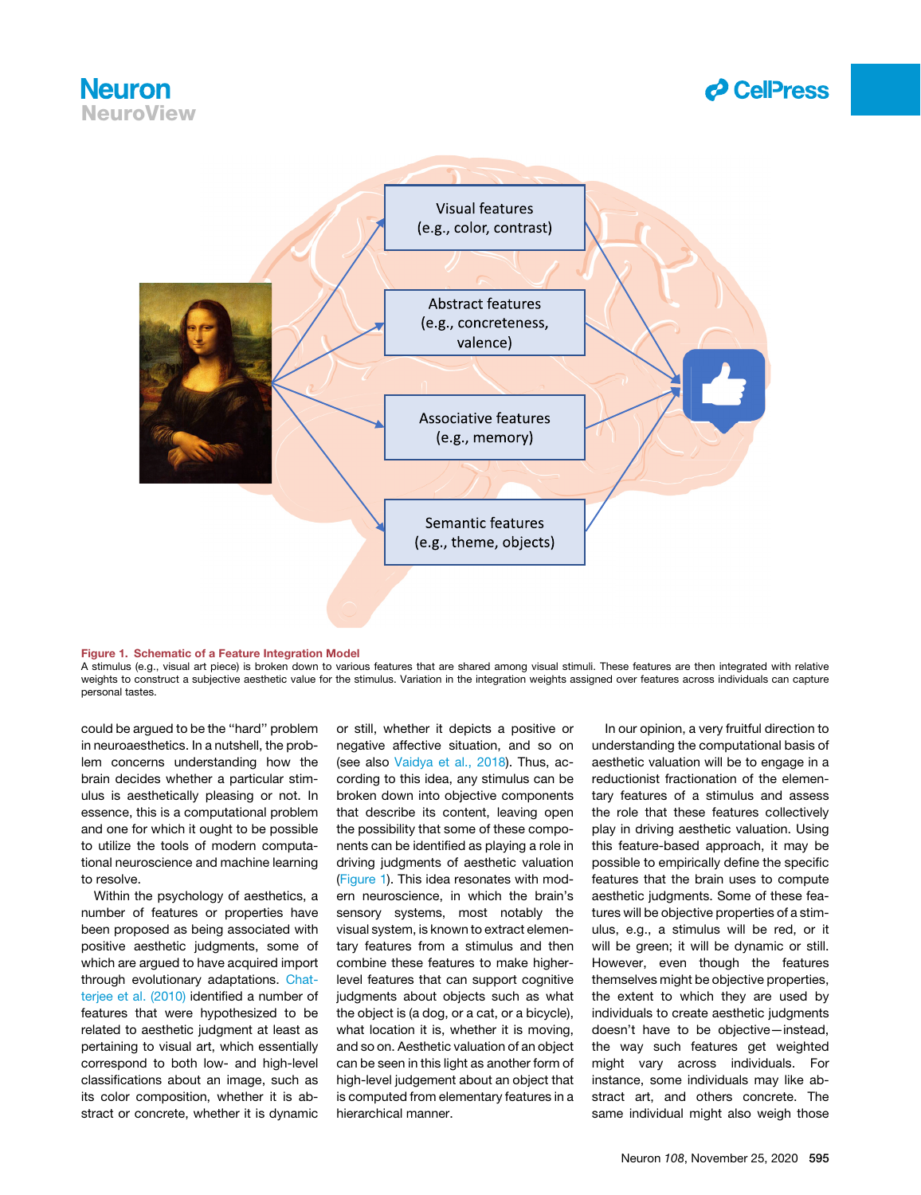**Figure 1. Schematic of a Feature Integration Model**

A stimulus (e.g., visual art piece) is broken down to various features that are shared among visual stimuli. These features are then integrated with relative weights to construct a subjective aesthetic value for the stimulus. Variation in the integration weights assigned over features across individuals can capture personal tastes.

could be argued to be the "hard" problem in neuroaesthetics. In a nutshell, the problem concerns understanding how the brain decides whether a particular stimulus is aesthetically pleasing or not. In essence, this is a computational problem and one for which it ought to be possible to utilize the tools of modern computational neuroscience and machine learning to resolve.

Within the psychology of aesthetics, a number of features or properties have been proposed as being associated with positive aesthetic judgments, some of which are argued to have acquired import through evolutionary adaptations. Chatterjee et al. (2010) identified a number of features that were hypothesized to be related to aesthetic judgment at least as pertaining to visual art, which essentially correspond to both low- and high-level classifications about an image, such as its color composition, whether it is abstract or concrete, whether it is dynamic or still, whether it depicts a positive or negative affective situation, and so on (see also Vaidya et al., 2018). Thus, according to this idea, any stimulus can be broken down into objective components that describe its content, leaving open the possibility that some of these components can be identified as playing a role in driving judgments of aesthetic valuation (Figure 1). This idea resonates with modern neuroscience, in which the brain's sensory systems, most notably the visual system, is known to extract elementary features from a stimulus and then combine these features to make higher-level features that can support cognitive judgments about objects such as what the object is (a dog, or a cat, or a bicycle), what location it is, whether it is moving, and so on. Aesthetic valuation of an object can be seen in this light as another form of high-level judgement about an object that is computed from elementary features in a hierarchical manner.

In our opinion, a very fruitful direction to understanding the computational basis of aesthetic valuation will be to engage in a reductionist fractionation of the elementary features of a stimulus and assess the role that these features collectively play in driving aesthetic valuation. Using this feature-based approach, it may be possible to empirically define the specific features that the brain uses to compute aesthetic judgments. Some of these features will be objective properties of a stimulus, e.g., a stimulus will be red, or it will be green; it will be dynamic or still. However, even though the features themselves might be objective properties, the extent to which they are used by individuals to create aesthetic judgments doesn't have to be objective—instead, the way such features get weighted might vary across individuals. For instance, some individuals may like abstract art, and others concrete. The same individual might also weigh those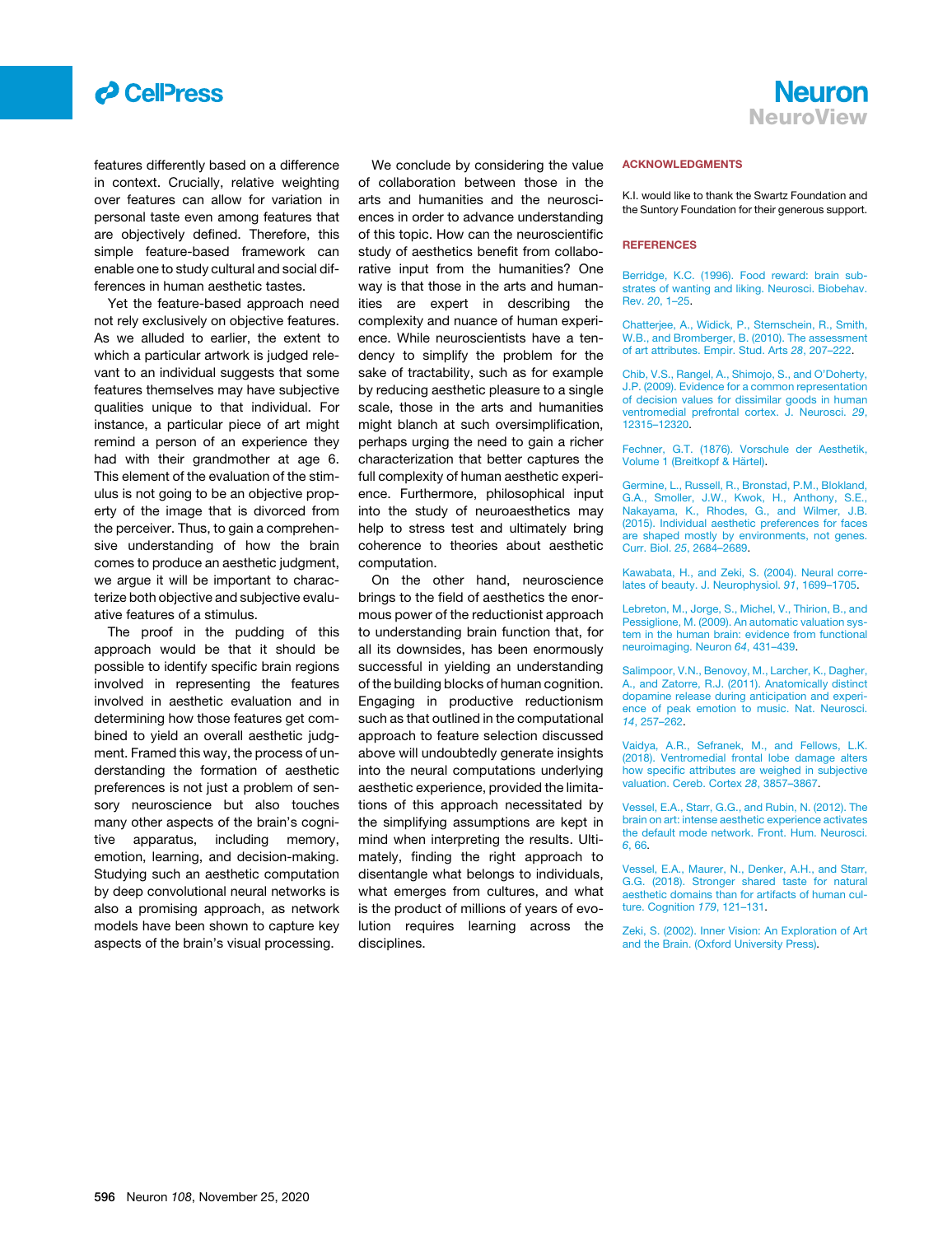features differently based on a difference in context. Crucially, relative weighting over features can allow for variation in personal taste even among features that are objectively defined. Therefore, this simple feature-based framework can enable one to study cultural and social differences in human aesthetic tastes.

Yet the feature-based approach need not rely exclusively on objective features. As we alluded to earlier, the extent to which a particular artwork is judged relevant to an individual suggests that some features themselves may have subjective qualities unique to that individual. For instance, a particular piece of art might remind a person of an experience they had with their grandmother at age 6. This element of the evaluation of the stimulus is not going to be an objective property of the image that is divorced from the perceiver. Thus, to gain a comprehensive understanding of how the brain comes to produce an aesthetic judgment, we argue it will be important to characterize both objective and subjective evaluative features of a stimulus.

The proof in the pudding of this approach would be that it should be possible to identify specific brain regions involved in representing the features involved in aesthetic evaluation and in determining how those features get combined to yield an overall aesthetic judgment. Framed this way, the process of understanding the formation of aesthetic preferences is not just a problem of sensory neuroscience but also touches many other aspects of the brain's cognitive apparatus, including memory, emotion, learning, and decision-making. Studying such an aesthetic computation by deep convolutional neural networks is also a promising approach, as network models have been shown to capture key aspects of the brain's visual processing.

We conclude by considering the value of collaboration between those in the arts and humanities and the neurosciences in order to advance understanding of this topic. How can the neuroscientific study of aesthetics benefit from collaborative input from the humanities? One way is that those in the arts and humanities are expert in describing the complexity and nuance of human experience. While neuroscientists have a tendency to simplify the problem for the sake of tractability, such as for example by reducing aesthetic pleasure to a single scale, those in the arts and humanities might blanch at such oversimplification, perhaps urging the need to gain a richer characterization that better captures the full complexity of human aesthetic experience. Furthermore, philosophical input into the study of neuroaesthetics may help to stress test and ultimately bring coherence to theories about aesthetic computation.

On the other hand, neuroscience brings to the field of aesthetics the enormous power of the reductionist approach to understanding brain function that, for all its downsides, has been enormously successful in yielding an understanding of the building blocks of human cognition. Engaging in productive reductionism such as that outlined in the computational approach to feature selection discussed above will undoubtedly generate insights into the neural computations underlying aesthetic experience, provided the limitations of this approach necessitated by the simplifying assumptions are kept in mind when interpreting the results. Ultimately, finding the right approach to disentangle what belongs to individuals, what emerges from cultures, and what is the product of millions of years of evolution requires learning across the disciplines.

## ACKNOWLEDGMENTS

K.I. would like to thank the Swartz Foundation and the Suntory Foundation for their generous support.

## REFERENCES

Berridge, K.C. (1996). Food reward: brain substrates of wanting and liking. Neurosci. Biobehav. Rev. *20*, 1–25.

Chatterjee, A., Widick, P., Sternschein, R., Smith, W.B., and Bromberger, B. (2010). The assessment of art attributes. Empir. Stud. Arts *28*, 207–222.

Chib, V.S., Rangel, A., Shimojo, S., and O'Doherty, J.P. (2009). Evidence for a common representation of decision values for dissimilar goods in human ventromedial prefrontal cortex. J. Neurosci. *29*, 12315–12320.

Fechner, G.T. (1876). Vorschule der Aesthetik, Volume 1 (Breitkopf & Härtel).

Germine, L., Russell, R., Bronstad, P.M., Blokland, G.A., Smoller, J.W., Kwok, H., Anthony, S.E., Nakayama, K., Rhodes, G., and Wilmer, J.B. (2015). Individual aesthetic preferences for faces are shaped mostly by environments, not genes. Curr. Biol. *25*, 2684–2689.

Kawabata, H., and Zeki, S. (2004). Neural correlates of beauty. J. Neurophysiol. *91*, 1699–1705.

Lebreton, M., Jorge, S., Michel, V., Thirion, B., and Pessiglione, M. (2009). An automatic valuation system in the human brain: evidence from functional neuroimaging. Neuron *64*, 431–439.

Salimpoor, V.N., Benovoy, M., Larcher, K., Dagher, A., and Zatorre, R.J. (2011). Anatomically distinct dopamine release during anticipation and experience of peak emotion to music. Nat. Neurosci. *14*, 257–262.

Vaidya, A.R., Sefranek, M., and Fellows, L.K. (2018). Ventromedial frontal lobe damage alters how specific attributes are weighed in subjective valuation. Cereb. Cortex *28*, 3857–3867.

Vessel, E.A., Starr, G.G., and Rubin, N. (2012). The brain on art: intense aesthetic experience activates the default mode network. Front. Hum. Neurosci. *6*, 66.

Vessel, E.A., Maurer, N., Denker, A.H., and Starr, G.G. (2018). Stronger shared taste for natural aesthetic domains than for artifacts of human culture. Cognition *179*, 121–131.

Zeki, S. (2002). Inner Vision: An Exploration of Art and the Brain. (Oxford University Press).